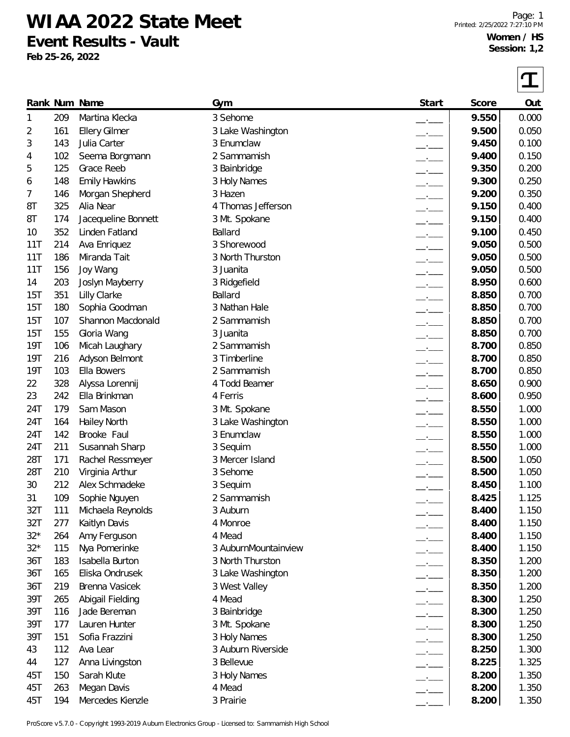# WIAA 2022 State Meet

## Event Results - Vault

**Feb 25-26, 2022**

Printed: 2/25/2022 7:27:10 PM

**Women / HS**
**Session: 1,2**

| Rank | Num | Name | Gym | Start | Score | Out |
|---|---|---|---|---|---|---|
| 1 | 209 | Martina Klecka | 3 Sehome | __.___ | **9.550** | 0.000 |
| 2 | 161 | Ellery Gilmer | 3 Lake Washington | __.___ | **9.500** | 0.050 |
| 3 | 143 | Julia Carter | 3 Enumclaw | __.___ | **9.450** | 0.100 |
| 4 | 102 | Seema Borgmann | 2 Sammamish | __.___ | **9.400** | 0.150 |
| 5 | 125 | Grace Reeb | 3 Bainbridge | __.___ | **9.350** | 0.200 |
| 6 | 148 | Emily Hawkins | 3 Holy Names | __.___ | **9.300** | 0.250 |
| 7 | 146 | Morgan Shepherd | 3 Hazen | __.___ | **9.200** | 0.350 |
| 8T | 325 | Alia Near | 4 Thomas Jefferson | __.___ | **9.150** | 0.400 |
| 8T | 174 | Jacequeline Bonnett | 3 Mt. Spokane | __.___ | **9.150** | 0.400 |
| 10 | 352 | Linden Fatland | Ballard | __.___ | **9.100** | 0.450 |
| 11T | 214 | Ava Enriquez | 3 Shorewood | __.___ | **9.050** | 0.500 |
| 11T | 186 | Miranda Tait | 3 North Thurston | __.___ | **9.050** | 0.500 |
| 11T | 156 | Joy Wang | 3 Juanita | __.___ | **9.050** | 0.500 |
| 14 | 203 | Joslyn Mayberry | 3 Ridgefield | __.___ | **8.950** | 0.600 |
| 15T | 351 | Lilly Clarke | Ballard | __.___ | **8.850** | 0.700 |
| 15T | 180 | Sophia Goodman | 3 Nathan Hale | __.___ | **8.850** | 0.700 |
| 15T | 107 | Shannon Macdonald | 2 Sammamish | __.___ | **8.850** | 0.700 |
| 15T | 155 | Gloria Wang | 3 Juanita | __.___ | **8.850** | 0.700 |
| 19T | 106 | Micah Laughary | 2 Sammamish | __.___ | **8.700** | 0.850 |
| 19T | 216 | Adyson Belmont | 3 Timberline | __.___ | **8.700** | 0.850 |
| 19T | 103 | Ella Bowers | 2 Sammamish | __.___ | **8.700** | 0.850 |
| 22 | 328 | Alyssa Lorennij | 4 Todd Beamer | __.___ | **8.650** | 0.900 |
| 23 | 242 | Ella Brinkman | 4 Ferris | __.___ | **8.600** | 0.950 |
| 24T | 179 | Sam Mason | 3 Mt. Spokane | __.___ | **8.550** | 1.000 |
| 24T | 164 | Hailey North | 3 Lake Washington | __.___ | **8.550** | 1.000 |
| 24T | 142 | Brooke Faul | 3 Enumclaw | __.___ | **8.550** | 1.000 |
| 24T | 211 | Susannah Sharp | 3 Sequim | __.___ | **8.550** | 1.000 |
| 28T | 171 | Rachel Ressmeyer | 3 Mercer Island | __.___ | **8.500** | 1.050 |
| 28T | 210 | Virginia Arthur | 3 Sehome | __.___ | **8.500** | 1.050 |
| 30 | 212 | Alex Schmadeke | 3 Sequim | __.___ | **8.450** | 1.100 |
| 31 | 109 | Sophie Nguyen | 2 Sammamish | __.___ | **8.425** | 1.125 |
| 32T | 111 | Michaela Reynolds | 3 Auburn | __.___ | **8.400** | 1.150 |
| 32T | 277 | Kaitlyn Davis | 4 Monroe | __.___ | **8.400** | 1.150 |
| 32* | 264 | Amy Ferguson | 4 Mead | __.___ | **8.400** | 1.150 |
| 32* | 115 | Nya Pomerinke | 3 AuburnMountainview | __.___ | **8.400** | 1.150 |
| 36T | 183 | Isabella Burton | 3 North Thurston | __.___ | **8.350** | 1.200 |
| 36T | 165 | Eliska Ondrusek | 3 Lake Washington | __.___ | **8.350** | 1.200 |
| 36T | 219 | Brenna Vasicek | 3 West Valley | __.___ | **8.350** | 1.200 |
| 39T | 265 | Abigail Fielding | 4 Mead | __.___ | **8.300** | 1.250 |
| 39T | 116 | Jade Bereman | 3 Bainbridge | __.___ | **8.300** | 1.250 |
| 39T | 177 | Lauren Hunter | 3 Mt. Spokane | __.___ | **8.300** | 1.250 |
| 39T | 151 | Sofia Frazzini | 3 Holy Names | __.___ | **8.300** | 1.250 |
| 43 | 112 | Ava Lear | 3 Auburn Riverside | __.___ | **8.250** | 1.300 |
| 44 | 127 | Anna Livingston | 3 Bellevue | __.___ | **8.225** | 1.325 |
| 45T | 150 | Sarah Klute | 3 Holy Names | __.___ | **8.200** | 1.350 |
| 45T | 263 | Megan Davis | 4 Mead | __.___ | **8.200** | 1.350 |
| 45T | 194 | Mercedes Kienzle | 3 Prairie | __.___ | **8.200** | 1.350 |

ProScore v5.7.0 - Copyright 1993-2019 Auburn Electronics Group - Licensed to: Sammamish High School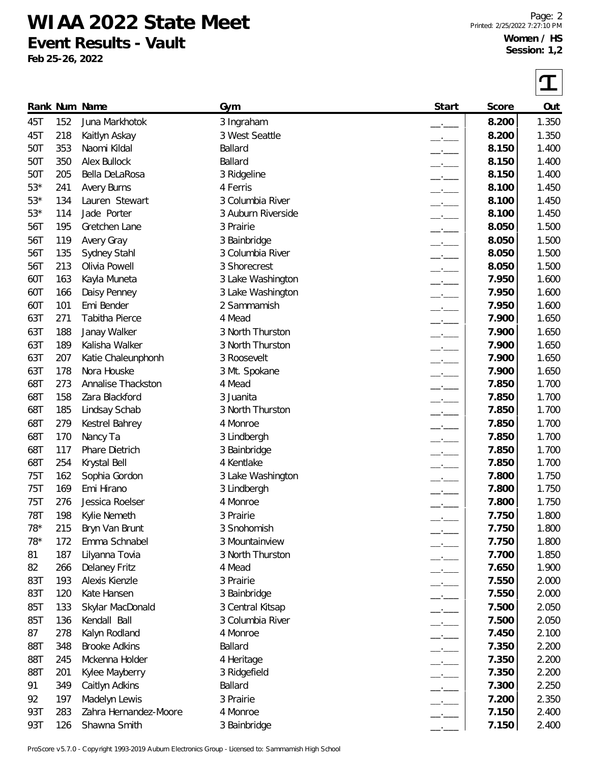# WIAA 2022 State Meet

**Event Results - Vault**

**Feb 25-26, 2022**

**Women / HS**
**Session: 1,2**

| Rank | Num | Name | Gym | Start | Score | Out |
|---|---|---|---|---|---|---|
| 45T | 152 | Juna Markhotok | 3 Ingraham | __.___ | **8.200** | 1.350 |
| 45T | 218 | Kaitlyn Askay | 3 West Seattle | __.___ | **8.200** | 1.350 |
| 50T | 353 | Naomi Kildal | Ballard | __.___ | **8.150** | 1.400 |
| 50T | 350 | Alex Bullock | Ballard | __.___ | **8.150** | 1.400 |
| 50T | 205 | Bella DeLaRosa | 3 Ridgeline | __.___ | **8.150** | 1.400 |
| 53* | 241 | Avery Burns | 4 Ferris | __.___ | **8.100** | 1.450 |
| 53* | 134 | Lauren Stewart | 3 Columbia River | __.___ | **8.100** | 1.450 |
| 53* | 114 | Jade Porter | 3 Auburn Riverside | __.___ | **8.100** | 1.450 |
| 56T | 195 | Gretchen Lane | 3 Prairie | __.___ | **8.050** | 1.500 |
| 56T | 119 | Avery Gray | 3 Bainbridge | __.___ | **8.050** | 1.500 |
| 56T | 135 | Sydney Stahl | 3 Columbia River | __.___ | **8.050** | 1.500 |
| 56T | 213 | Olivia Powell | 3 Shorecrest | __.___ | **8.050** | 1.500 |
| 60T | 163 | Kayla Muneta | 3 Lake Washington | __.___ | **7.950** | 1.600 |
| 60T | 166 | Daisy Penney | 3 Lake Washington | __.___ | **7.950** | 1.600 |
| 60T | 101 | Emi Bender | 2 Sammamish | __.___ | **7.950** | 1.600 |
| 63T | 271 | Tabitha Pierce | 4 Mead | __.___ | **7.900** | 1.650 |
| 63T | 188 | Janay Walker | 3 North Thurston | __.___ | **7.900** | 1.650 |
| 63T | 189 | Kalisha Walker | 3 North Thurston | __.___ | **7.900** | 1.650 |
| 63T | 207 | Katie Chaleunphonh | 3 Roosevelt | __.___ | **7.900** | 1.650 |
| 63T | 178 | Nora Houske | 3 Mt. Spokane | __.___ | **7.900** | 1.650 |
| 68T | 273 | Annalise Thackston | 4 Mead | __.___ | **7.850** | 1.700 |
| 68T | 158 | Zara Blackford | 3 Juanita | __.___ | **7.850** | 1.700 |
| 68T | 185 | Lindsay Schab | 3 North Thurston | __.___ | **7.850** | 1.700 |
| 68T | 279 | Kestrel Bahrey | 4 Monroe | __.___ | **7.850** | 1.700 |
| 68T | 170 | Nancy Ta | 3 Lindbergh | __.___ | **7.850** | 1.700 |
| 68T | 117 | Phare Dietrich | 3 Bainbridge | __.___ | **7.850** | 1.700 |
| 68T | 254 | Krystal Bell | 4 Kentlake | __.___ | **7.850** | 1.700 |
| 75T | 162 | Sophia Gordon | 3 Lake Washington | __.___ | **7.800** | 1.750 |
| 75T | 169 | Emi Hirano | 3 Lindbergh | __.___ | **7.800** | 1.750 |
| 75T | 276 | Jessica Roelser | 4 Monroe | __.___ | **7.800** | 1.750 |
| 78T | 198 | Kylie Nemeth | 3 Prairie | __.___ | **7.750** | 1.800 |
| 78* | 215 | Bryn Van Brunt | 3 Snohomish | __.___ | **7.750** | 1.800 |
| 78* | 172 | Emma Schnabel | 3 Mountainview | __.___ | **7.750** | 1.800 |
| 81 | 187 | Lilyanna Tovia | 3 North Thurston | __.___ | **7.700** | 1.850 |
| 82 | 266 | Delaney Fritz | 4 Mead | __.___ | **7.650** | 1.900 |
| 83T | 193 | Alexis Kienzle | 3 Prairie | __.___ | **7.550** | 2.000 |
| 83T | 120 | Kate Hansen | 3 Bainbridge | __.___ | **7.550** | 2.000 |
| 85T | 133 | Skylar MacDonald | 3 Central Kitsap | __.___ | **7.500** | 2.050 |
| 85T | 136 | Kendall Ball | 3 Columbia River | __.___ | **7.500** | 2.050 |
| 87 | 278 | Kalyn Rodland | 4 Monroe | __.___ | **7.450** | 2.100 |
| 88T | 348 | Brooke Adkins | Ballard | __.___ | **7.350** | 2.200 |
| 88T | 245 | Mckenna Holder | 4 Heritage | __.___ | **7.350** | 2.200 |
| 88T | 201 | Kylee Mayberry | 3 Ridgefield | __.___ | **7.350** | 2.200 |
| 91 | 349 | Caitlyn Adkins | Ballard | __.___ | **7.300** | 2.250 |
| 92 | 197 | Madelyn Lewis | 3 Prairie | __.___ | **7.200** | 2.350 |
| 93T | 283 | Zahra Hernandez-Moore | 4 Monroe | __.___ | **7.150** | 2.400 |
| 93T | 126 | Shawna Smith | 3 Bainbridge | __.___ | **7.150** | 2.400 |

ProScore v5.7.0 - Copyright 1993-2019 Auburn Electronics Group - Licensed to: Sammamish High School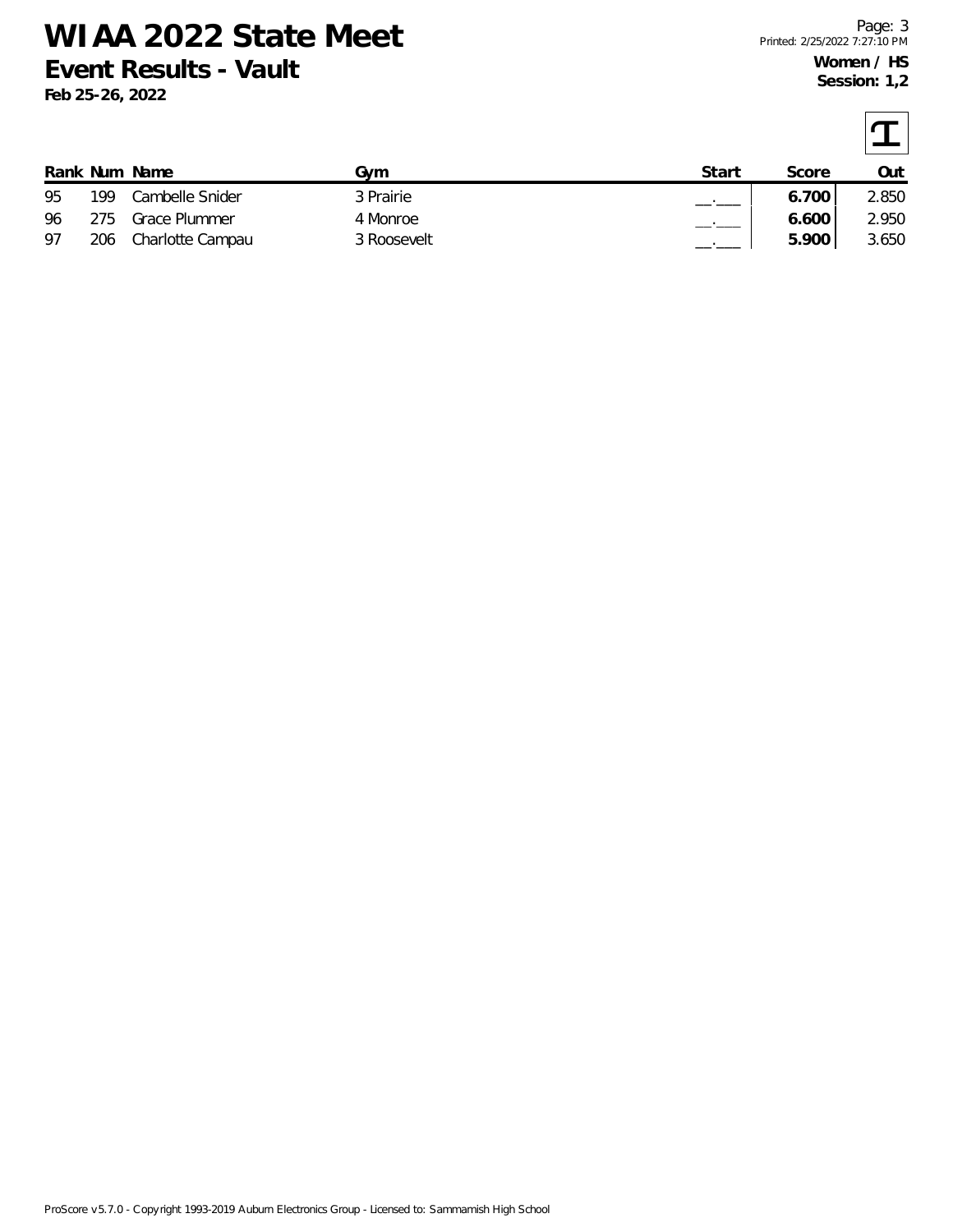# WIAA 2022 State Meet

## Event Results - Vault

**Feb 25-26, 2022**

**Women / HS**
**Session: 1,2**

| Rank | Num | Name | Gym | Start | Score | Out |
|---|---|---|---|---|---|---|
| 95 | 199 | Cambelle Snider | 3 Prairie | __.___ | **6.700** | 2.850 |
| 96 | 275 | Grace Plummer | 4 Monroe | __.___ | **6.600** | 2.950 |
| 97 | 206 | Charlotte Campau | 3 Roosevelt | __.___ | **5.900** | 3.650 |

ProScore v5.7.0 - Copyright 1993-2019 Auburn Electronics Group - Licensed to: Sammamish High School